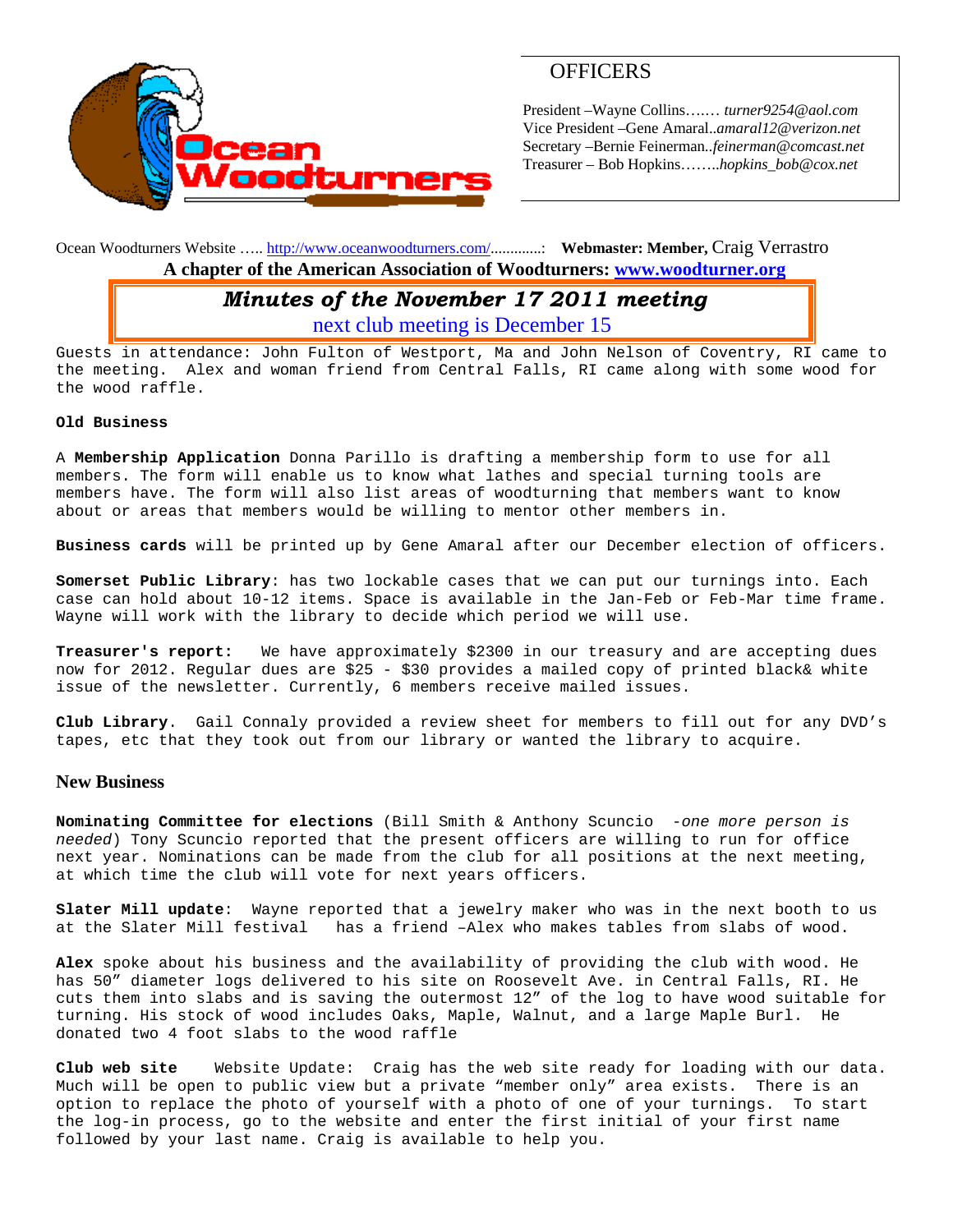## OFFICERS

President –Wayne Collins……. *turner9254@aol.com*
Vice President –Gene Amaral..*amaral12@verizon.net*
Secretary –Bernie Feinerman..*feinerman@comcast.net*
Treasurer – Bob Hopkins……..*hopkins_bob@cox.net*

Ocean Woodturners Website ….. http://www.oceanwoodturners.com/.............: **Webmaster: Member,** Craig Verrastro

**A chapter of the American Association of Woodturners: www.woodturner.org**

# *Minutes of the November 17 2011 meeting*

next club meeting is December 15

Guests in attendance: John Fulton of Westport, Ma and John Nelson of Coventry, RI came to the meeting. Alex and woman friend from Central Falls, RI came along with some wood for the wood raffle.

**Old Business**

A **Membership Application** Donna Parillo is drafting a membership form to use for all members. The form will enable us to know what lathes and special turning tools are members have. The form will also list areas of woodturning that members want to know about or areas that members would be willing to mentor other members in.

**Business cards** will be printed up by Gene Amaral after our December election of officers.

**Somerset Public Library**: has two lockable cases that we can put our turnings into. Each case can hold about 10-12 items. Space is available in the Jan-Feb or Feb-Mar time frame. Wayne will work with the library to decide which period we will use.

**Treasurer's report:** We have approximately $2300 in our treasury and are accepting dues now for 2012. Regular dues are $25 - $30 provides a mailed copy of printed black& white issue of the newsletter. Currently, 6 members receive mailed issues.

**Club Library**. Gail Connaly provided a review sheet for members to fill out for any DVD's tapes, etc that they took out from our library or wanted the library to acquire.

## New Business

**Nominating Committee for elections** (Bill Smith & Anthony Scuncio *-one more person is needed*) Tony Scuncio reported that the present officers are willing to run for office next year. Nominations can be made from the club for all positions at the next meeting, at which time the club will vote for next years officers.

**Slater Mill update**: Wayne reported that a jewelry maker who was in the next booth to us at the Slater Mill festival has a friend –Alex who makes tables from slabs of wood.

**Alex** spoke about his business and the availability of providing the club with wood. He has 50" diameter logs delivered to his site on Roosevelt Ave. in Central Falls, RI. He cuts them into slabs and is saving the outermost 12" of the log to have wood suitable for turning. His stock of wood includes Oaks, Maple, Walnut, and a large Maple Burl. He donated two 4 foot slabs to the wood raffle

**Club web site** Website Update: Craig has the web site ready for loading with our data. Much will be open to public view but a private "member only" area exists. There is an option to replace the photo of yourself with a photo of one of your turnings. To start the log-in process, go to the website and enter the first initial of your first name followed by your last name. Craig is available to help you.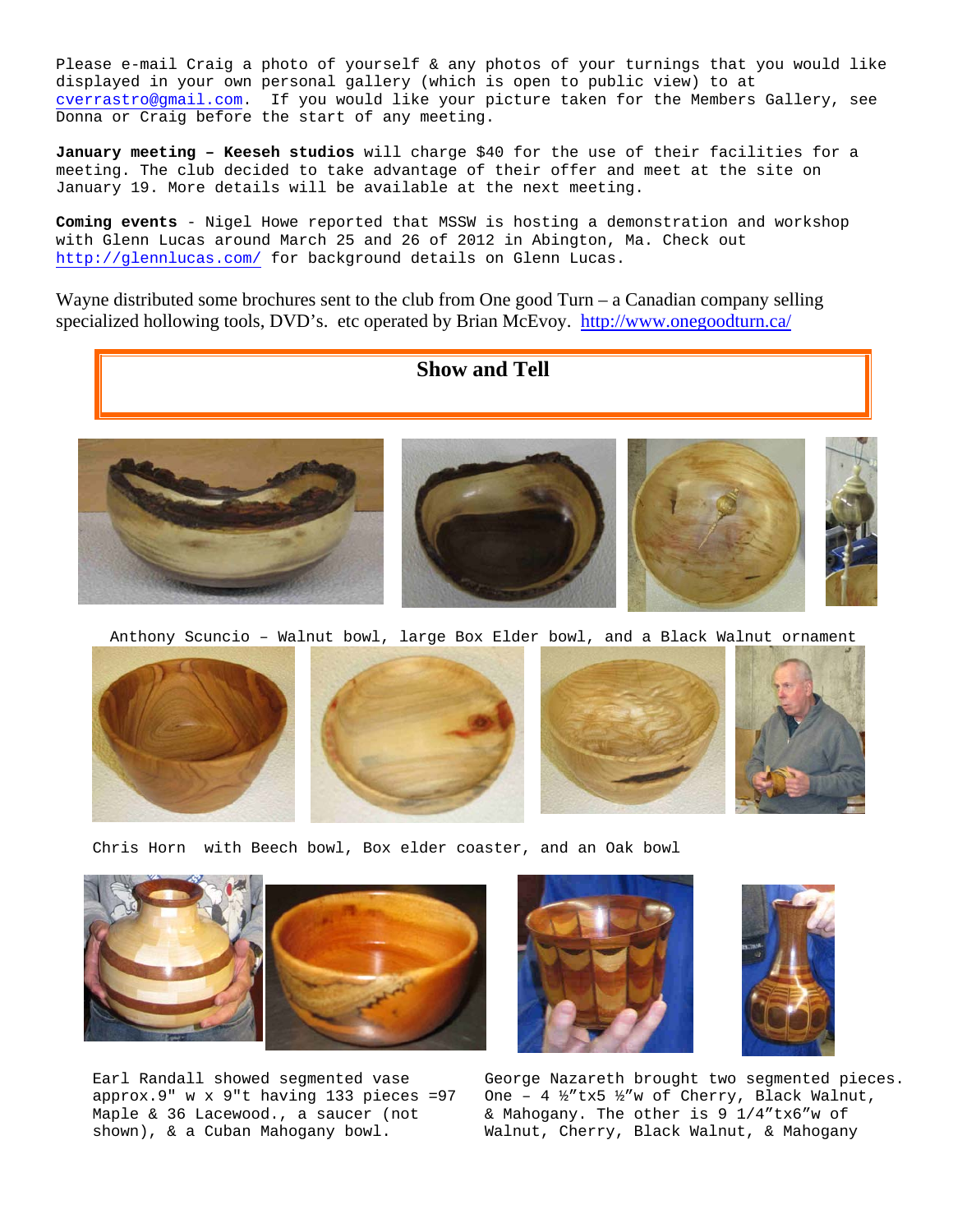Please e-mail Craig a photo of yourself & any photos of your turnings that you would like displayed in your own personal gallery (which is open to public view) to at cverrastro@gmail.com. If you would like your picture taken for the Members Gallery, see Donna or Craig before the start of any meeting.

**January meeting – Keeseh studios** will charge $40 for the use of their facilities for a meeting. The club decided to take advantage of their offer and meet at the site on January 19. More details will be available at the next meeting.

**Coming events** - Nigel Howe reported that MSSW is hosting a demonstration and workshop with Glenn Lucas around March 25 and 26 of 2012 in Abington, Ma. Check out http://glennlucas.com/ for background details on Glenn Lucas.

Wayne distributed some brochures sent to the club from One good Turn – a Canadian company selling specialized hollowing tools, DVD's. etc operated by Brian McEvoy. http://www.onegoodturn.ca/

## Show and Tell

Anthony Scuncio – Walnut bowl, large Box Elder bowl, and a Black Walnut ornament

Chris Horn with Beech bowl, Box elder coaster, and an Oak bowl

Earl Randall showed segmented vase approx.9" w x 9"t having 133 pieces =97 Maple & 36 Lacewood., a saucer (not shown), & a Cuban Mahogany bowl.

George Nazareth brought two segmented pieces. One – 4 ½"tx5 ½"w of Cherry, Black Walnut, & Mahogany. The other is 9 1/4"tx6"w of Walnut, Cherry, Black Walnut, & Mahogany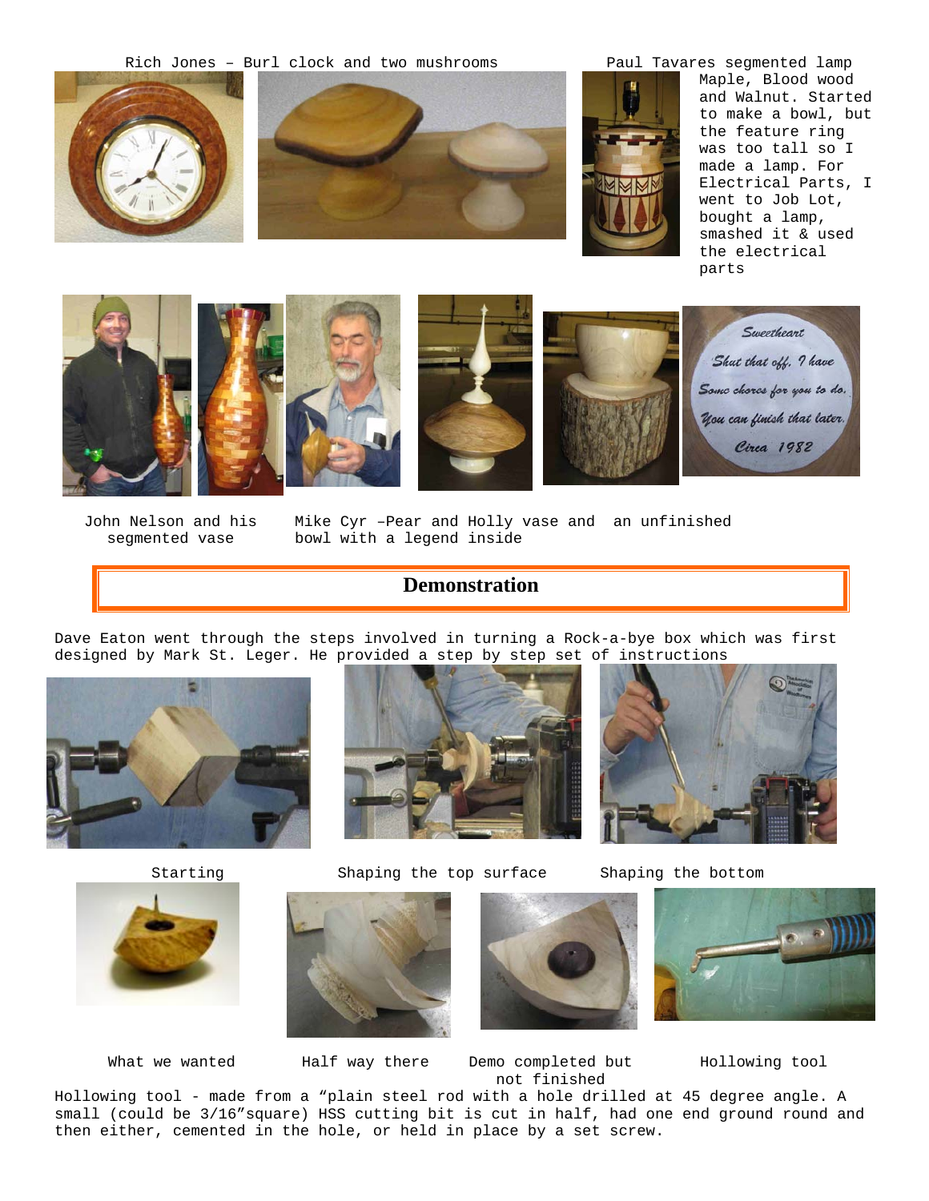Rich Jones – Burl clock and two mushrooms

Paul Tavares segmented lamp Maple, Blood wood and Walnut. Started to make a bowl, but the feature ring was too tall so I made a lamp. For Electrical Parts, I went to Job Lot, bought a lamp, smashed it & used the electrical parts

Sweetheart
Shut that off, I have
Some chores for you to do.
You can finish that later.
Circa 1982

John Nelson and his segmented vase

Mike Cyr –Pear and Holly vase and an unfinished bowl with a legend inside

## Demonstration

Dave Eaton went through the steps involved in turning a Rock-a-bye box which was first designed by Mark St. Leger. He provided a step by step set of instructions

Starting

Shaping the top surface

Shaping the bottom

What we wanted

Half way there

Demo completed but not finished

Hollowing tool

Hollowing tool - made from a "plain steel rod with a hole drilled at 45 degree angle. A small (could be 3/16"square) HSS cutting bit is cut in half, had one end ground round and then either, cemented in the hole, or held in place by a set screw.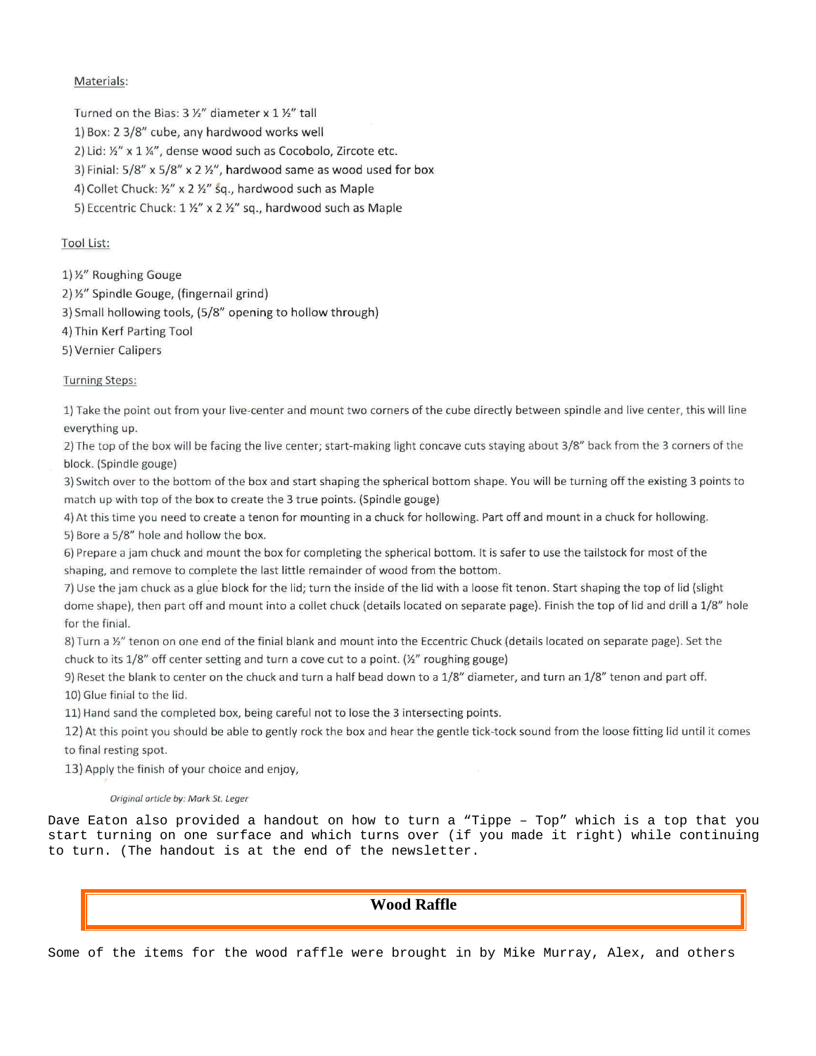Materials:

Turned on the Bias: 3 ½" diameter x 1 ½" tall

1) Box: 2 3/8" cube, any hardwood works well
2) Lid: ½" x 1 ¼", dense wood such as Cocobolo, Zircote etc.
3) Finial: 5/8" x 5/8" x 2 ½", hardwood same as wood used for box
4) Collet Chuck: ½" x 2 ½" sq., hardwood such as Maple
5) Eccentric Chuck: 1 ½" x 2 ½" sq., hardwood such as Maple

Tool List:

1) ½" Roughing Gouge
2) ½" Spindle Gouge, (fingernail grind)
3) Small hollowing tools, (5/8" opening to hollow through)
4) Thin Kerf Parting Tool
5) Vernier Calipers

Turning Steps:

1) Take the point out from your live-center and mount two corners of the cube directly between spindle and live center, this will line everything up.
2) The top of the box will be facing the live center; start-making light concave cuts staying about 3/8" back from the 3 corners of the block. (Spindle gouge)
3) Switch over to the bottom of the box and start shaping the spherical bottom shape. You will be turning off the existing 3 points to match up with top of the box to create the 3 true points. (Spindle gouge)
4) At this time you need to create a tenon for mounting in a chuck for hollowing. Part off and mount in a chuck for hollowing.
5) Bore a 5/8" hole and hollow the box.
6) Prepare a jam chuck and mount the box for completing the spherical bottom. It is safer to use the tailstock for most of the shaping, and remove to complete the last little remainder of wood from the bottom.
7) Use the jam chuck as a glue block for the lid; turn the inside of the lid with a loose fit tenon. Start shaping the top of lid (slight dome shape), then part off and mount into a collet chuck (details located on separate page). Finish the top of lid and drill a 1/8" hole for the finial.
8) Turn a ½" tenon on one end of the finial blank and mount into the Eccentric Chuck (details located on separate page). Set the chuck to its 1/8" off center setting and turn a cove cut to a point. (½" roughing gouge)
9) Reset the blank to center on the chuck and turn a half bead down to a 1/8" diameter, and turn an 1/8" tenon and part off.
10) Glue finial to the lid.
11) Hand sand the completed box, being careful not to lose the 3 intersecting points.
12) At this point you should be able to gently rock the box and hear the gentle tick-tock sound from the loose fitting lid until it comes to final resting spot.
13) Apply the finish of your choice and enjoy,

*Original article by: Mark St. Leger*

Dave Eaton also provided a handout on how to turn a "Tippe – Top" which is a top that you start turning on one surface and which turns over (if you made it right) while continuing to turn. (The handout is at the end of the newsletter.

## Wood Raffle

Some of the items for the wood raffle were brought in by Mike Murray, Alex, and others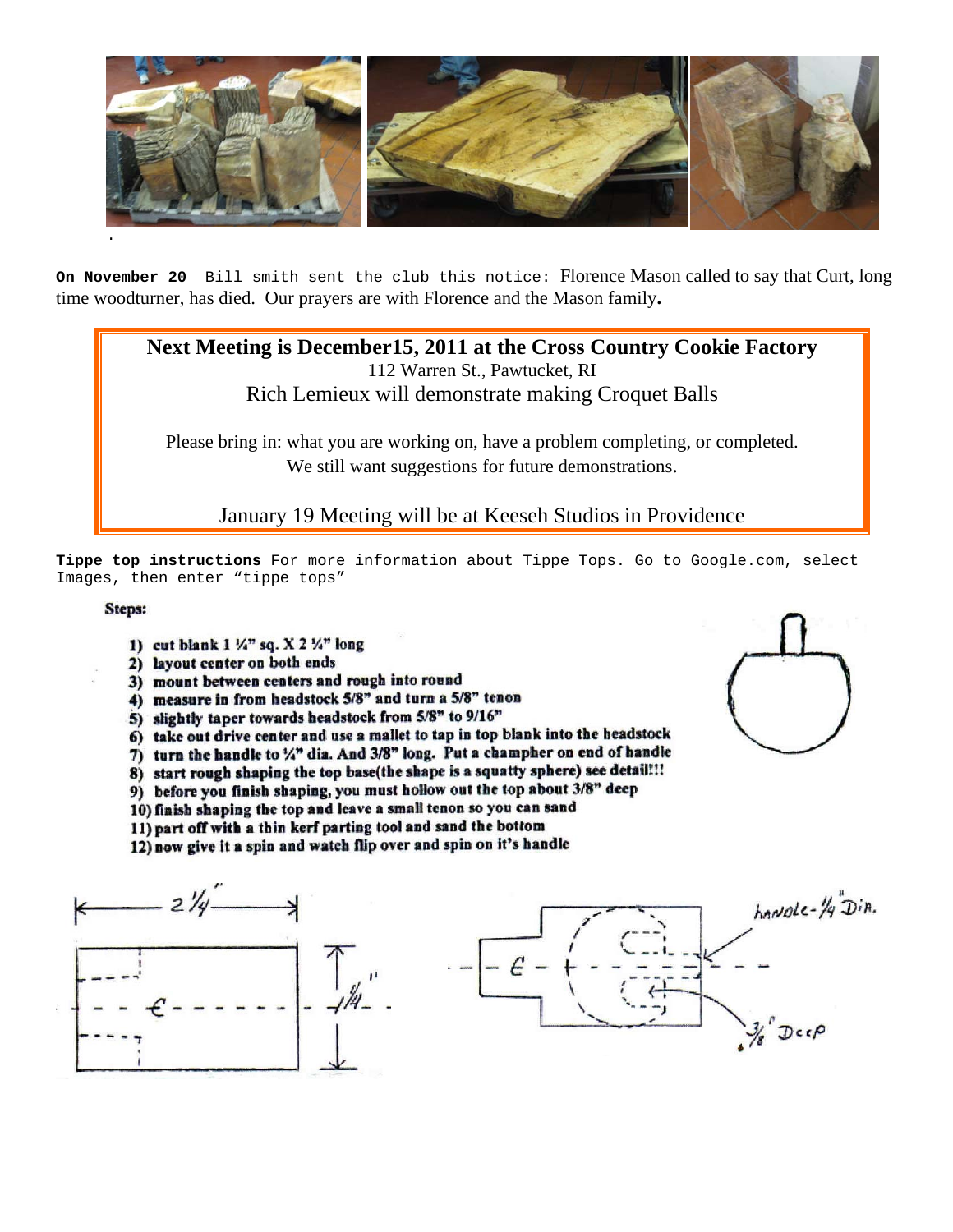On November 20 Bill smith sent the club this notice: Florence Mason called to say that Curt, long time woodturner, has died. Our prayers are with Florence and the Mason family.

**Next Meeting is December15, 2011 at the Cross Country Cookie Factory**

112 Warren St., Pawtucket, RI

Rich Lemieux will demonstrate making Croquet Balls

Please bring in: what you are working on, have a problem completing, or completed.
We still want suggestions for future demonstrations.

January 19 Meeting will be at Keeseh Studios in Providence

**Tippe top instructions** For more information about Tippe Tops. Go to Google.com, select Images, then enter "tippe tops"

**Steps:**

1) cut blank 1 ¼" sq. X 2 ¼" long
2) layout center on both ends
3) mount between centers and rough into round
4) measure in from headstock 5/8" and turn a 5/8" tenon
5) slightly taper towards headstock from 5/8" to 9/16"
6) take out drive center and use a mallet to tap in top blank into the headstock
7) turn the handle to ¼" dia. And 3/8" long. Put a champher on end of handle
8) start rough shaping the top base(the shape is a squatty sphere) see detail!!!
9) before you finish shaping, you must hollow out the top about 3/8" deep
10) finish shaping the top and leave a small tenon so you can sand
11) part off with a thin kerf parting tool and sand the bottom
12) now give it a spin and watch flip over and spin on it's handle

2 ¼"

1 ¼"

handle- ¼" Dia.

3/8" Deep